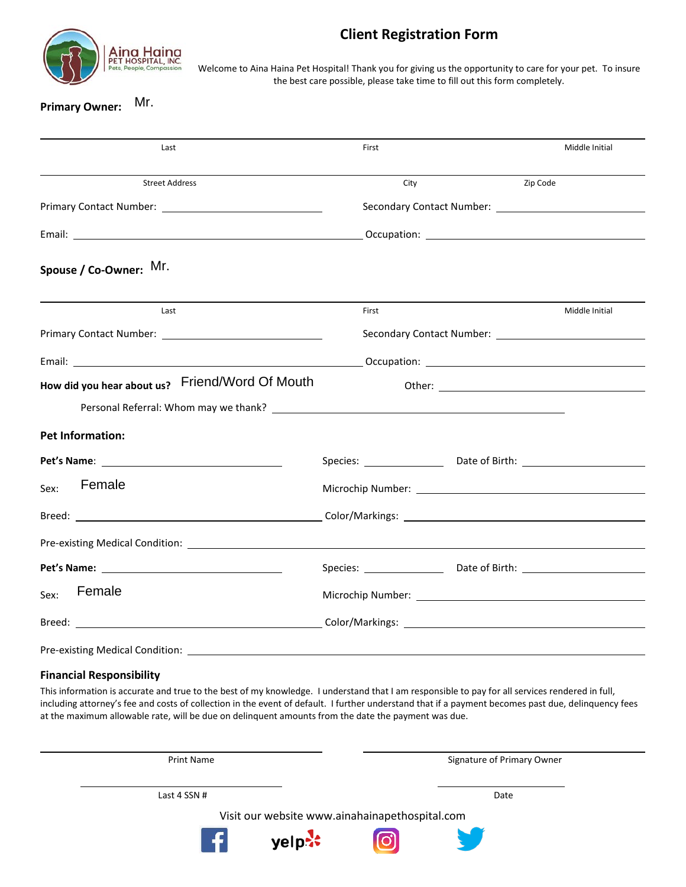# Client Registration Form

Aina Haina PET HOSPITAL, INC. Pets, People, Compassion

Welcome to Aina Haina Pet Hospital! Thank you for giving us the opportunity to care for your pet. To insure the best care possible, please take time to fill out this form completely.

**Primary Owner:** Mr.

Last ______ First ______ Middle Initial ______

Street Address ______ City ______ Zip Code ______

Primary Contact Number: ______ Secondary Contact Number: ______

Email: ______ Occupation: ______

**Spouse / Co-Owner:** Mr.

Last ______ First ______ Middle Initial ______

Primary Contact Number: ______ Secondary Contact Number: ______

Email: ______ Occupation: ______

**How did you hear about us?** Friend/Word Of Mouth Other: ______

Personal Referral: Whom may we thank? ______

**Pet Information:**

**Pet's Name**: ______ Species: ______ Date of Birth: ______

Sex: Female Microchip Number: ______

Breed: ______ Color/Markings: ______

Pre-existing Medical Condition: ______

**Pet's Name:** ______ Species: ______ Date of Birth: ______

Sex: Female Microchip Number: ______

Breed: ______ Color/Markings: ______

Pre-existing Medical Condition: ______

**Financial Responsibility**

This information is accurate and true to the best of my knowledge. I understand that I am responsible to pay for all services rendered in full, including attorney's fee and costs of collection in the event of default. I further understand that if a payment becomes past due, delinquency fees at the maximum allowable rate, will be due on delinquent amounts from the date the payment was due.

______ Print Name ______ Signature of Primary Owner

______ Last 4 SSN # ______ Date

Visit our website www.ainahainapethospital.com

yelp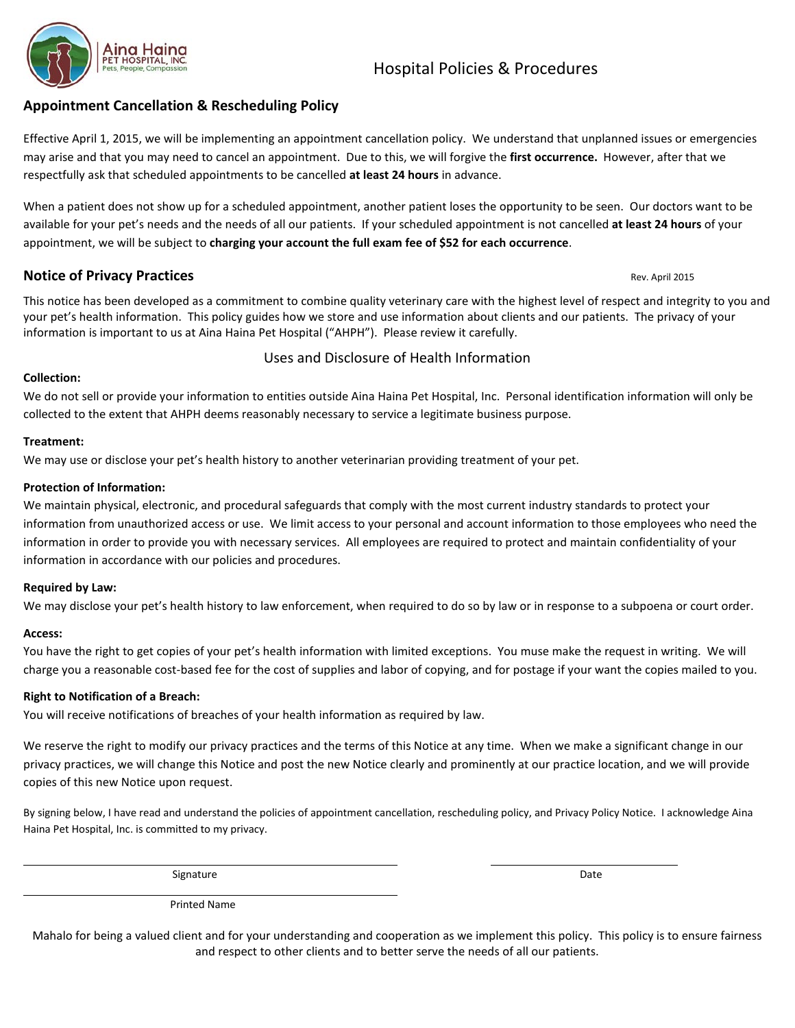Aina Haina PET HOSPITAL, INC. Pets, People, Compassion

# Hospital Policies & Procedures

## Appointment Cancellation & Rescheduling Policy

Effective April 1, 2015, we will be implementing an appointment cancellation policy. We understand that unplanned issues or emergencies may arise and that you may need to cancel an appointment. Due to this, we will forgive the **first occurrence.** However, after that we respectfully ask that scheduled appointments to be cancelled **at least 24 hours** in advance.

When a patient does not show up for a scheduled appointment, another patient loses the opportunity to be seen. Our doctors want to be available for your pet's needs and the needs of all our patients. If your scheduled appointment is not cancelled **at least 24 hours** of your appointment, we will be subject to **charging your account the full exam fee of $52 for each occurrence**.

## Notice of Privacy Practices

Rev. April 2015

This notice has been developed as a commitment to combine quality veterinary care with the highest level of respect and integrity to you and your pet's health information. This policy guides how we store and use information about clients and our patients. The privacy of your information is important to us at Aina Haina Pet Hospital ("AHPH"). Please review it carefully.

### Uses and Disclosure of Health Information

**Collection:**
We do not sell or provide your information to entities outside Aina Haina Pet Hospital, Inc. Personal identification information will only be collected to the extent that AHPH deems reasonably necessary to service a legitimate business purpose.

**Treatment:**
We may use or disclose your pet's health history to another veterinarian providing treatment of your pet.

**Protection of Information:**
We maintain physical, electronic, and procedural safeguards that comply with the most current industry standards to protect your information from unauthorized access or use. We limit access to your personal and account information to those employees who need the information in order to provide you with necessary services. All employees are required to protect and maintain confidentiality of your information in accordance with our policies and procedures.

**Required by Law:**
We may disclose your pet's health history to law enforcement, when required to do so by law or in response to a subpoena or court order.

**Access:**
You have the right to get copies of your pet's health information with limited exceptions. You muse make the request in writing. We will charge you a reasonable cost-based fee for the cost of supplies and labor of copying, and for postage if your want the copies mailed to you.

**Right to Notification of a Breach:**
You will receive notifications of breaches of your health information as required by law.

We reserve the right to modify our privacy practices and the terms of this Notice at any time. When we make a significant change in our privacy practices, we will change this Notice and post the new Notice clearly and prominently at our practice location, and we will provide copies of this new Notice upon request.

By signing below, I have read and understand the policies of appointment cancellation, rescheduling policy, and Privacy Policy Notice. I acknowledge Aina Haina Pet Hospital, Inc. is committed to my privacy.

Signature ______________________________ Date ________________

Printed Name ______________________________

Mahalo for being a valued client and for your understanding and cooperation as we implement this policy. This policy is to ensure fairness and respect to other clients and to better serve the needs of all our patients.